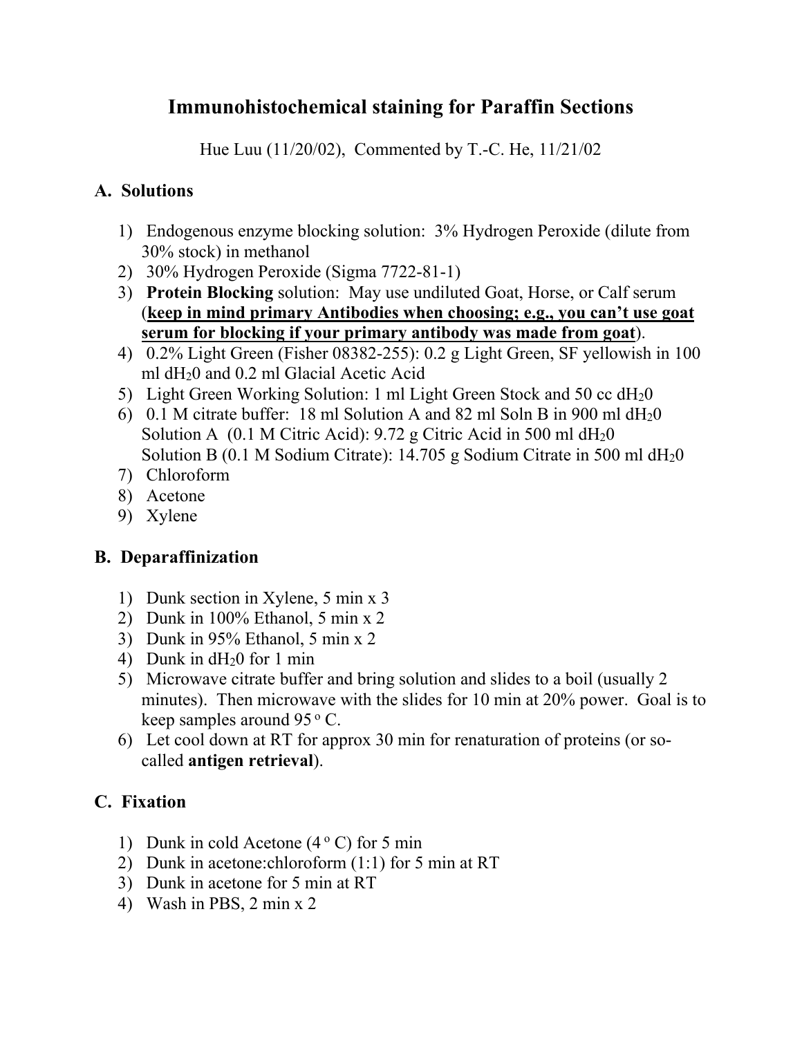# Immunohistochemical staining for Paraffin Sections

Hue Luu (11/20/02), Commented by T.-C. He, 11/21/02

## A. Solutions

1) Endogenous enzyme blocking solution: 3% Hydrogen Peroxide (dilute from 30% stock) in methanol
2) 30% Hydrogen Peroxide (Sigma 7722-81-1)
3) **Protein Blocking** solution: May use undiluted Goat, Horse, or Calf serum (**keep in mind primary Antibodies when choosing; e.g., you can't use goat serum for blocking if your primary antibody was made from goat**).
4) 0.2% Light Green (Fisher 08382-255): 0.2 g Light Green, SF yellowish in 100 ml $dH_20$ and 0.2 ml Glacial Acetic Acid
5) Light Green Working Solution: 1 ml Light Green Stock and 50 cc $dH_20$
6) 0.1 M citrate buffer: 18 ml Solution A and 82 ml Soln B in 900 ml $dH_20$
   Solution A (0.1 M Citric Acid): 9.72 g Citric Acid in 500 ml $dH_20$
   Solution B (0.1 M Sodium Citrate): 14.705 g Sodium Citrate in 500 ml $dH_20$
7) Chloroform
8) Acetone
9) Xylene

## B. Deparaffinization

1) Dunk section in Xylene, 5 min x 3
2) Dunk in 100% Ethanol, 5 min x 2
3) Dunk in 95% Ethanol, 5 min x 2
4) Dunk in $dH_20$ for 1 min
5) Microwave citrate buffer and bring solution and slides to a boil (usually 2 minutes). Then microwave with the slides for 10 min at 20% power. Goal is to keep samples around 95 $^o$ C.
6) Let cool down at RT for approx 30 min for renaturation of proteins (or so-called **antigen retrieval**).

## C. Fixation

1) Dunk in cold Acetone (4 $^o$ C) for 5 min
2) Dunk in acetone:chloroform (1:1) for 5 min at RT
3) Dunk in acetone for 5 min at RT
4) Wash in PBS, 2 min x 2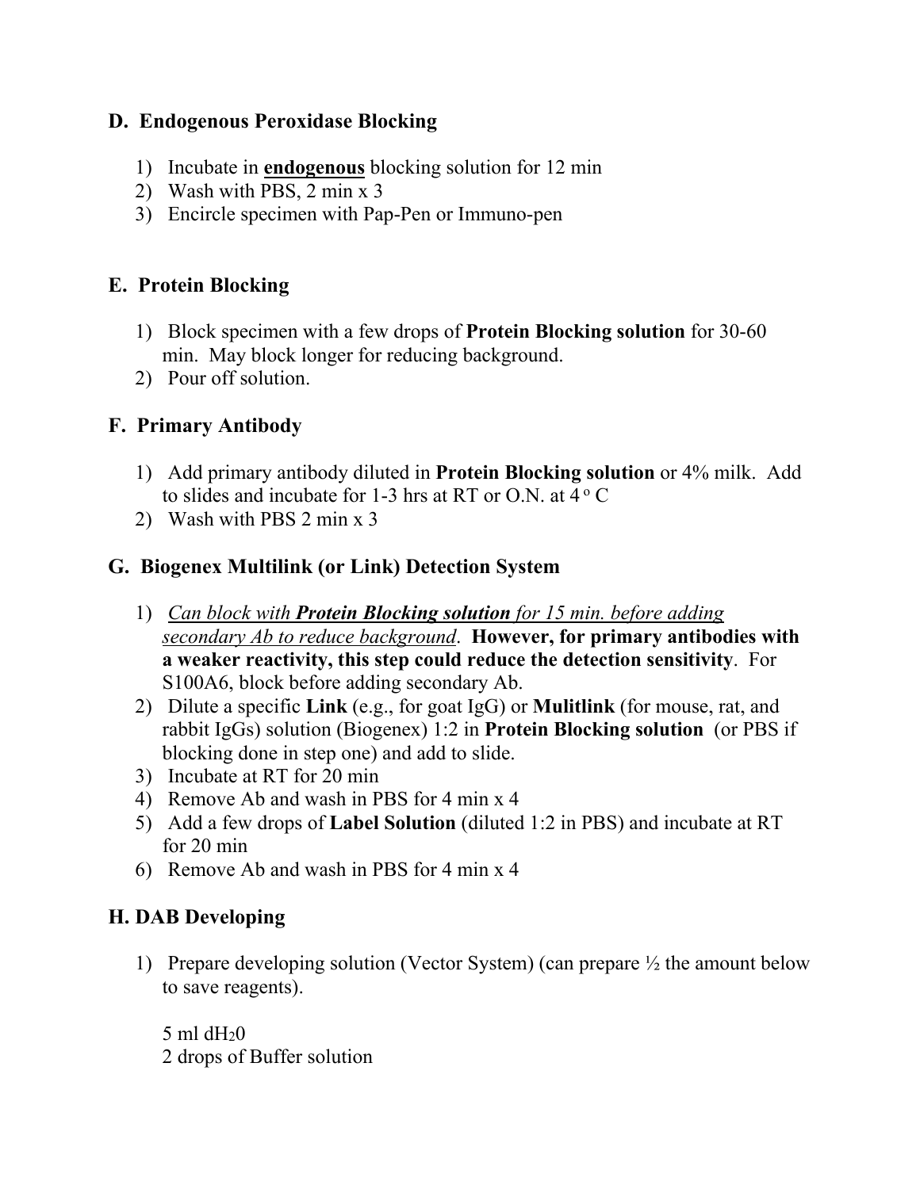## D. Endogenous Peroxidase Blocking

1) Incubate in **endogenous** blocking solution for 12 min
2) Wash with PBS, 2 min x 3
3) Encircle specimen with Pap-Pen or Immuno-pen

## E. Protein Blocking

1) Block specimen with a few drops of **Protein Blocking solution** for 30-60 min. May block longer for reducing background.
2) Pour off solution.

## F. Primary Antibody

1) Add primary antibody diluted in **Protein Blocking solution** or 4% milk. Add to slides and incubate for 1-3 hrs at RT or O.N. at 4 $^{o}$ C
2) Wash with PBS 2 min x 3

## G. Biogenex Multilink (or Link) Detection System

1) *Can block with **Protein Blocking solution** for 15 min. before adding secondary Ab to reduce background*. **However, for primary antibodies with a weaker reactivity, this step could reduce the detection sensitivity**. For S100A6, block before adding secondary Ab.
2) Dilute a specific **Link** (e.g., for goat IgG) or **Mulitlink** (for mouse, rat, and rabbit IgGs) solution (Biogenex) 1:2 in **Protein Blocking solution** (or PBS if blocking done in step one) and add to slide.
3) Incubate at RT for 20 min
4) Remove Ab and wash in PBS for 4 min x 4
5) Add a few drops of **Label Solution** (diluted 1:2 in PBS) and incubate at RT for 20 min
6) Remove Ab and wash in PBS for 4 min x 4

## H. DAB Developing

1) Prepare developing solution (Vector System) (can prepare ½ the amount below to save reagents).

   5 ml $dH_20$
   2 drops of Buffer solution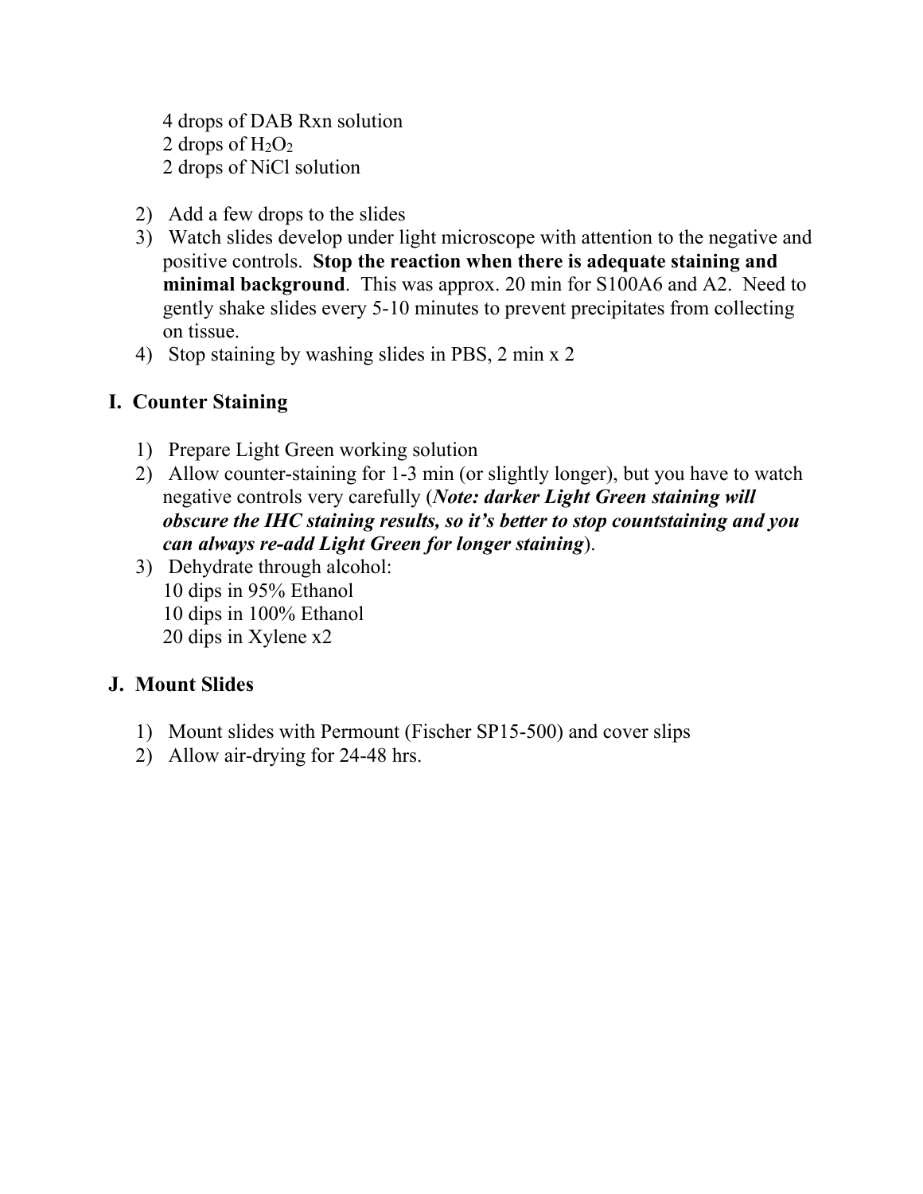4 drops of DAB Rxn solution
2 drops of $H_2O_2$
2 drops of NiCl solution

2) Add a few drops to the slides
3) Watch slides develop under light microscope with attention to the negative and positive controls. **Stop the reaction when there is adequate staining and minimal background**. This was approx. 20 min for S100A6 and A2. Need to gently shake slides every 5-10 minutes to prevent precipitates from collecting on tissue.
4) Stop staining by washing slides in PBS, 2 min x 2

## I. Counter Staining

1) Prepare Light Green working solution
2) Allow counter-staining for 1-3 min (or slightly longer), but you have to watch negative controls very carefully (***Note: darker Light Green staining will obscure the IHC staining results, so it's better to stop countstaining and you can always re-add Light Green for longer staining***).
3) Dehydrate through alcohol:
   10 dips in 95% Ethanol
   10 dips in 100% Ethanol
   20 dips in Xylene x2

## J. Mount Slides

1) Mount slides with Permount (Fischer SP15-500) and cover slips
2) Allow air-drying for 24-48 hrs.